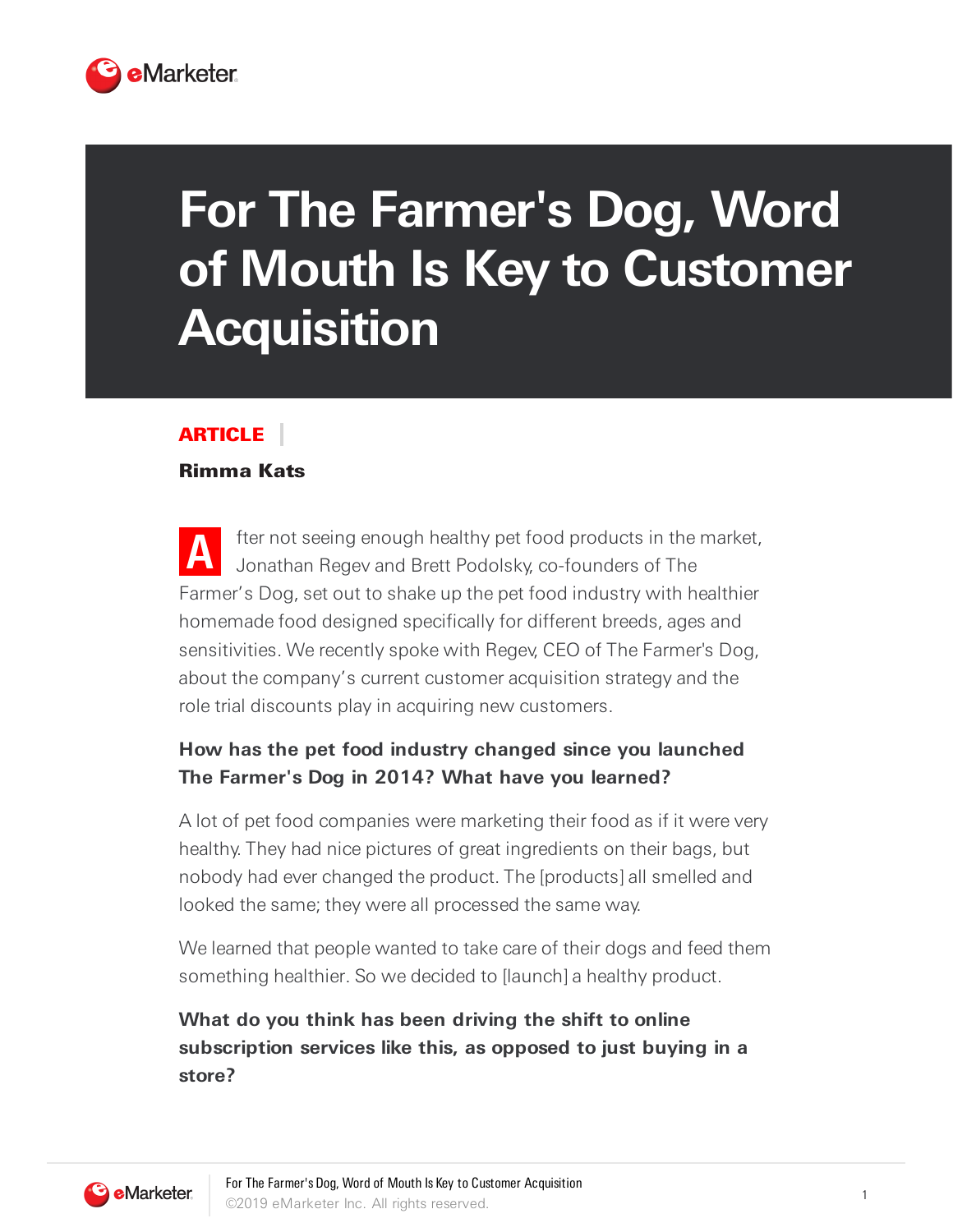# For The Farmer's Dog, Word of Mouth Is Key to Customer Acquisition

**ARTICLE**

**Rimma Kats**

After not seeing enough healthy pet food products in the market, Jonathan Regev and Brett Podolsky, co-founders of The Farmer's Dog, set out to shake up the pet food industry with healthier homemade food designed specifically for different breeds, ages and sensitivities. We recently spoke with Regev, CEO of The Farmer's Dog, about the company's current customer acquisition strategy and the role trial discounts play in acquiring new customers.

**How has the pet food industry changed since you launched The Farmer's Dog in 2014? What have you learned?**

A lot of pet food companies were marketing their food as if it were very healthy. They had nice pictures of great ingredients on their bags, but nobody had ever changed the product. The [products] all smelled and looked the same; they were all processed the same way.

We learned that people wanted to take care of their dogs and feed them something healthier. So we decided to [launch] a healthy product.

**What do you think has been driving the shift to online subscription services like this, as opposed to just buying in a store?**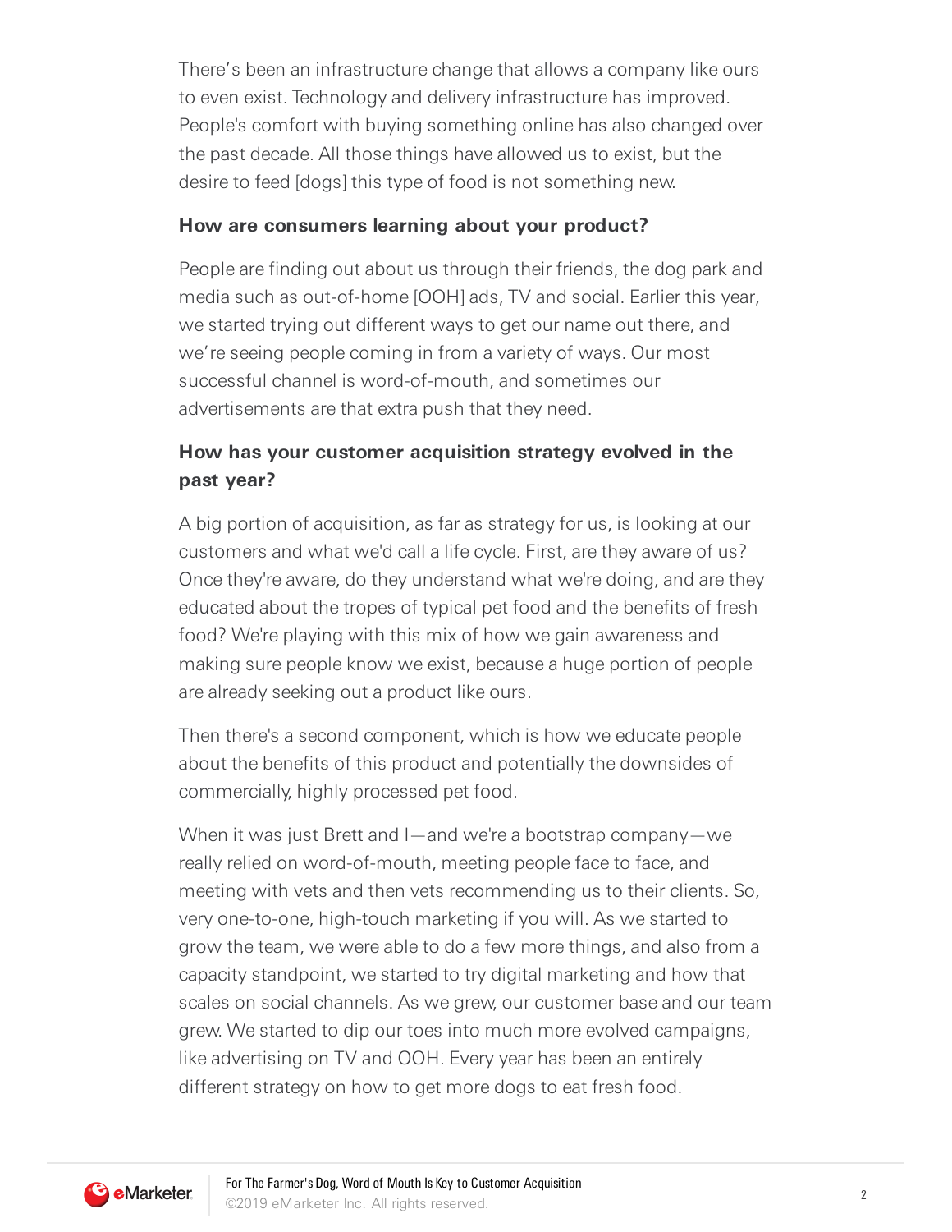There's been an infrastructure change that allows a company like ours to even exist. Technology and delivery infrastructure has improved. People's comfort with buying something online has also changed over the past decade. All those things have allowed us to exist, but the desire to feed [dogs] this type of food is not something new.

**How are consumers learning about your product?**

People are finding out about us through their friends, the dog park and media such as out-of-home [OOH] ads, TV and social. Earlier this year, we started trying out different ways to get our name out there, and we're seeing people coming in from a variety of ways. Our most successful channel is word-of-mouth, and sometimes our advertisements are that extra push that they need.

**How has your customer acquisition strategy evolved in the past year?**

A big portion of acquisition, as far as strategy for us, is looking at our customers and what we'd call a life cycle. First, are they aware of us? Once they're aware, do they understand what we're doing, and are they educated about the tropes of typical pet food and the benefits of fresh food? We're playing with this mix of how we gain awareness and making sure people know we exist, because a huge portion of people are already seeking out a product like ours.

Then there's a second component, which is how we educate people about the benefits of this product and potentially the downsides of commercially, highly processed pet food.

When it was just Brett and I—and we're a bootstrap company—we really relied on word-of-mouth, meeting people face to face, and meeting with vets and then vets recommending us to their clients. So, very one-to-one, high-touch marketing if you will. As we started to grow the team, we were able to do a few more things, and also from a capacity standpoint, we started to try digital marketing and how that scales on social channels. As we grew, our customer base and our team grew. We started to dip our toes into much more evolved campaigns, like advertising on TV and OOH. Every year has been an entirely different strategy on how to get more dogs to eat fresh food.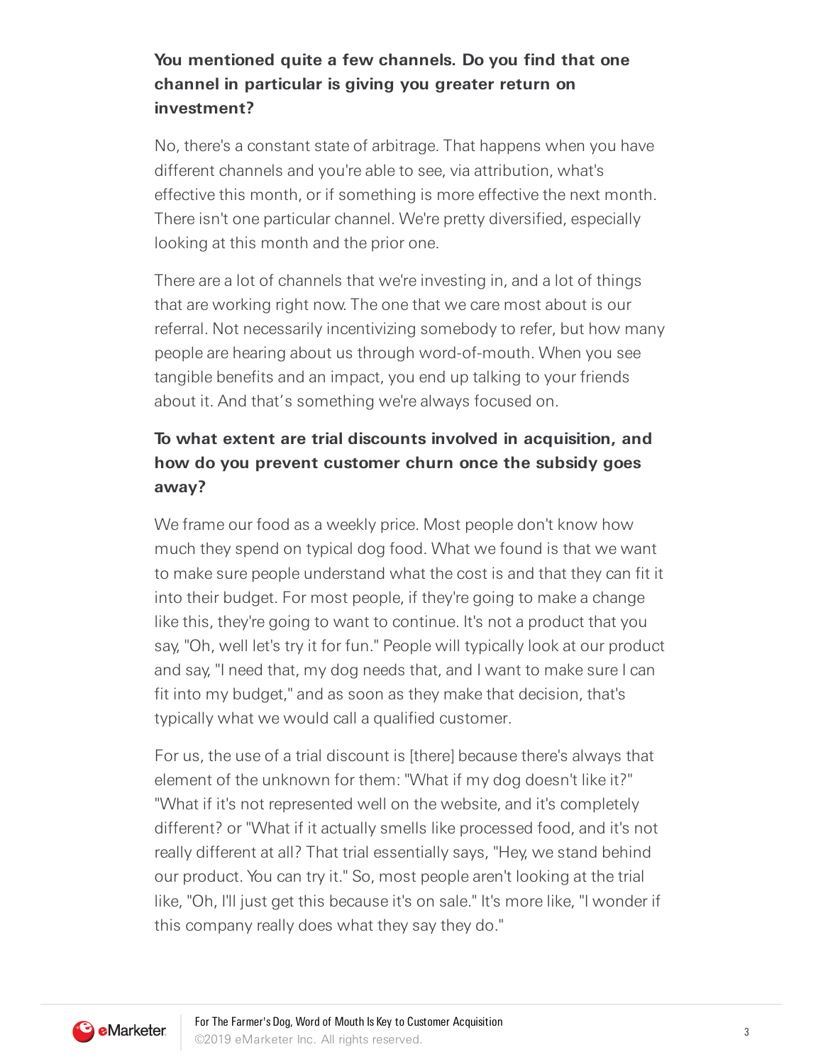**You mentioned quite a few channels. Do you find that one channel in particular is giving you greater return on investment?**

No, there's a constant state of arbitrage. That happens when you have different channels and you're able to see, via attribution, what's effective this month, or if something is more effective the next month. There isn't one particular channel. We're pretty diversified, especially looking at this month and the prior one.

There are a lot of channels that we're investing in, and a lot of things that are working right now. The one that we care most about is our referral. Not necessarily incentivizing somebody to refer, but how many people are hearing about us through word-of-mouth. When you see tangible benefits and an impact, you end up talking to your friends about it. And that's something we're always focused on.

**To what extent are trial discounts involved in acquisition, and how do you prevent customer churn once the subsidy goes away?**

We frame our food as a weekly price. Most people don't know how much they spend on typical dog food. What we found is that we want to make sure people understand what the cost is and that they can fit it into their budget. For most people, if they're going to make a change like this, they're going to want to continue. It's not a product that you say, "Oh, well let's try it for fun." People will typically look at our product and say, "I need that, my dog needs that, and I want to make sure I can fit into my budget," and as soon as they make that decision, that's typically what we would call a qualified customer.

For us, the use of a trial discount is [there] because there's always that element of the unknown for them: "What if my dog doesn't like it?" "What if it's not represented well on the website, and it's completely different? or "What if it actually smells like processed food, and it's not really different at all? That trial essentially says, "Hey, we stand behind our product. You can try it." So, most people aren't looking at the trial like, "Oh, I'll just get this because it's on sale." It's more like, "I wonder if this company really does what they say they do."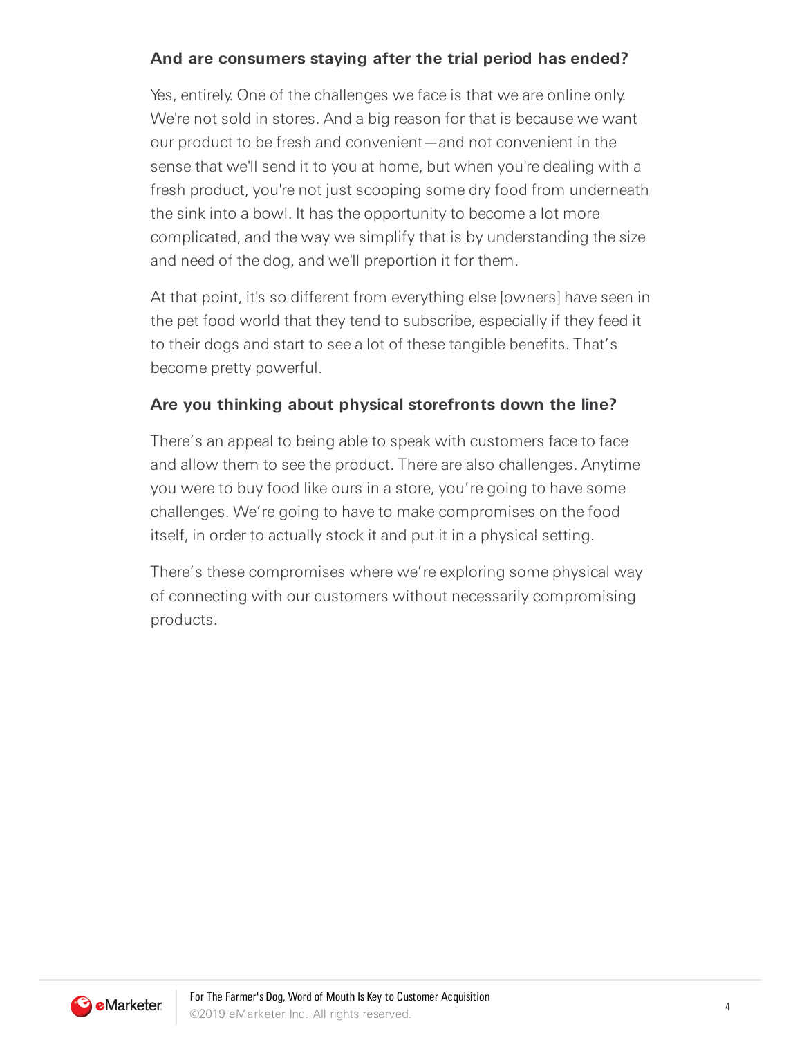**And are consumers staying after the trial period has ended?**

Yes, entirely. One of the challenges we face is that we are online only. We're not sold in stores. And a big reason for that is because we want our product to be fresh and convenient—and not convenient in the sense that we'll send it to you at home, but when you're dealing with a fresh product, you're not just scooping some dry food from underneath the sink into a bowl. It has the opportunity to become a lot more complicated, and the way we simplify that is by understanding the size and need of the dog, and we'll preportion it for them.

At that point, it's so different from everything else [owners] have seen in the pet food world that they tend to subscribe, especially if they feed it to their dogs and start to see a lot of these tangible benefits. That's become pretty powerful.

**Are you thinking about physical storefronts down the line?**

There's an appeal to being able to speak with customers face to face and allow them to see the product. There are also challenges. Anytime you were to buy food like ours in a store, you're going to have some challenges. We're going to have to make compromises on the food itself, in order to actually stock it and put it in a physical setting.

There's these compromises where we're exploring some physical way of connecting with our customers without necessarily compromising products.